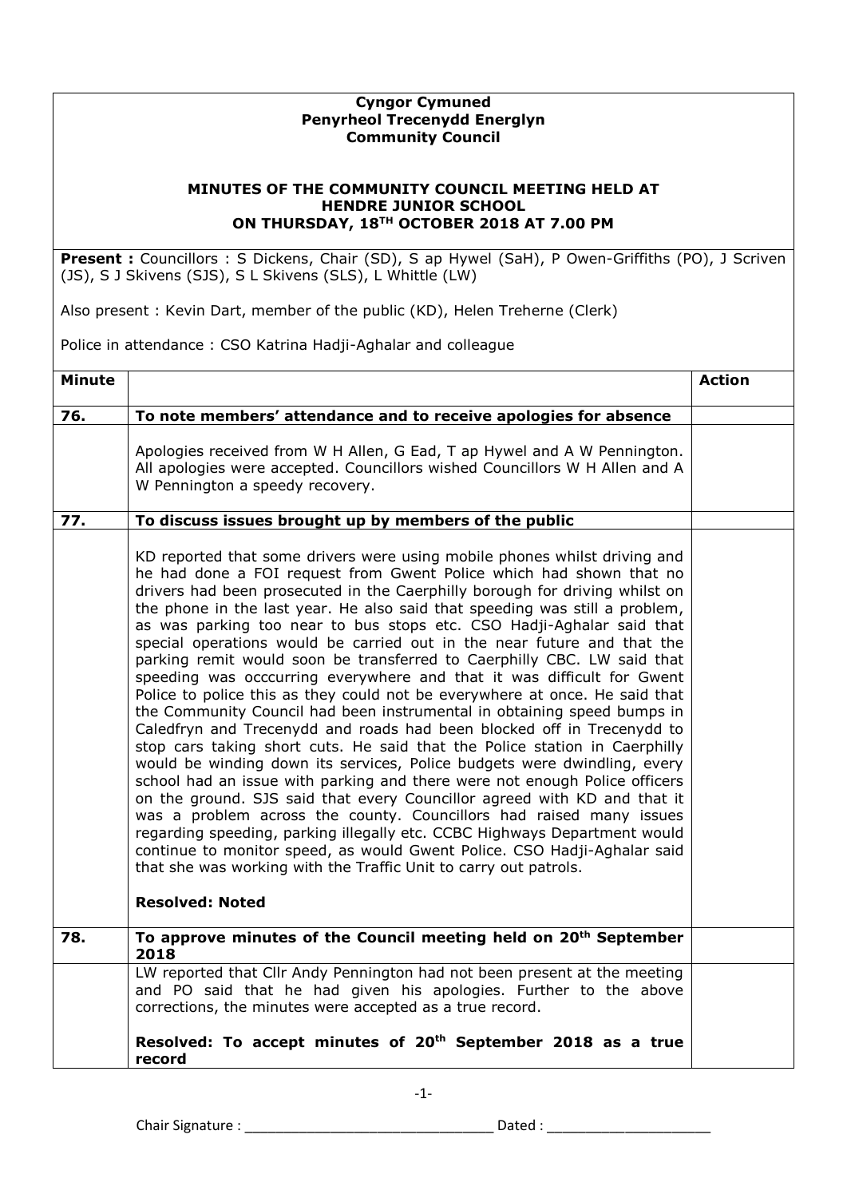**Cyngor Cymuned**
**Penyrheol Trecenydd Energlyn**
**Community Council**

**MINUTES OF THE COMMUNITY COUNCIL MEETING HELD AT HENDRE JUNIOR SCHOOL ON THURSDAY, 18TH OCTOBER 2018 AT 7.00 PM**

**Present :** Councillors : S Dickens, Chair (SD), S ap Hywel (SaH), P Owen-Griffiths (PO), J Scriven (JS), S J Skivens (SJS), S L Skivens (SLS), L Whittle (LW)

Also present : Kevin Dart, member of the public (KD), Helen Treherne (Clerk)

Police in attendance : CSO Katrina Hadji-Aghalar and colleague

| Minute | | Action |
|---|---|---|
| **76.** | **To note members' attendance and to receive apologies for absence** | |
| | Apologies received from W H Allen, G Ead, T ap Hywel and A W Pennington. All apologies were accepted. Councillors wished Councillors W H Allen and A W Pennington a speedy recovery. | |
| **77.** | **To discuss issues brought up by members of the public** | |
| | KD reported that some drivers were using mobile phones whilst driving and he had done a FOI request from Gwent Police which had shown that no drivers had been prosecuted in the Caerphilly borough for driving whilst on the phone in the last year. He also said that speeding was still a problem, as was parking too near to bus stops etc. CSO Hadji-Aghalar said that special operations would be carried out in the near future and that the parking remit would soon be transferred to Caerphilly CBC. LW said that speeding was occcurring everywhere and that it was difficult for Gwent Police to police this as they could not be everywhere at once. He said that the Community Council had been instrumental in obtaining speed bumps in Caledfryn and Trecenydd and roads had been blocked off in Trecenydd to stop cars taking short cuts. He said that the Police station in Caerphilly would be winding down its services, Police budgets were dwindling, every school had an issue with parking and there were not enough Police officers on the ground. SJS said that every Councillor agreed with KD and that it was a problem across the county. Councillors had raised many issues regarding speeding, parking illegally etc. CCBC Highways Department would continue to monitor speed, as would Gwent Police. CSO Hadji-Aghalar said that she was working with the Traffic Unit to carry out patrols.<br><br>**Resolved: Noted** | |
| **78.** | **To approve minutes of the Council meeting held on 20th September 2018** | |
| | LW reported that Cllr Andy Pennington had not been present at the meeting and PO said that he had given his apologies. Further to the above corrections, the minutes were accepted as a true record.<br><br>**Resolved: To accept minutes of 20th September 2018 as a true record** | |

Chair Signature : ______________________________ Dated : ____________________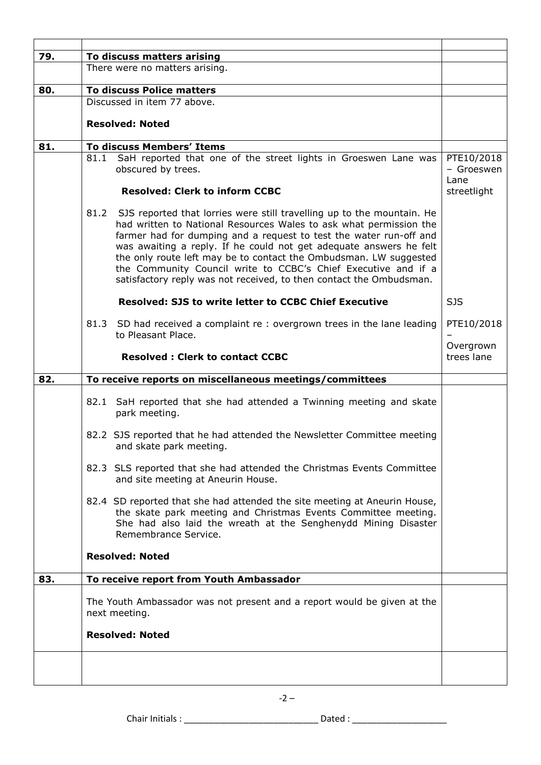| | | |
|---|---|---|
| **79.** | **To discuss matters arising** | |
| | There were no matters arising. | |
| **80.** | **To discuss Police matters** | |
| | Discussed in item 77 above.<br><br>**Resolved: Noted** | |
| **81.** | **To discuss Members' Items** | |
| | 81.1 SaH reported that one of the street lights in Groeswen Lane was obscured by trees.<br><br>**Resolved: Clerk to inform CCBC** | PTE10/2018 – Groeswen Lane streetlight |
| | 81.2 SJS reported that lorries were still travelling up to the mountain. He had written to National Resources Wales to ask what permission the farmer had for dumping and a request to test the water run-off and was awaiting a reply. If he could not get adequate answers he felt the only route left may be to contact the Ombudsman. LW suggested the Community Council write to CCBC's Chief Executive and if a satisfactory reply was not received, to then contact the Ombudsman.<br><br>**Resolved: SJS to write letter to CCBC Chief Executive** | SJS |
| | 81.3 SD had received a complaint re : overgrown trees in the lane leading to Pleasant Place.<br><br>**Resolved : Clerk to contact CCBC** | PTE10/2018 – Overgrown trees lane |
| **82.** | **To receive reports on miscellaneous meetings/committees** | |
| | 82.1 SaH reported that she had attended a Twinning meeting and skate park meeting.<br><br>82.2 SJS reported that he had attended the Newsletter Committee meeting and skate park meeting.<br><br>82.3 SLS reported that she had attended the Christmas Events Committee and site meeting at Aneurin House.<br><br>82.4 SD reported that she had attended the site meeting at Aneurin House, the skate park meeting and Christmas Events Committee meeting. She had also laid the wreath at the Senghenydd Mining Disaster Remembrance Service.<br><br>**Resolved: Noted** | |
| **83.** | **To receive report from Youth Ambassador** | |
| | The Youth Ambassador was not present and a report would be given at the next meeting.<br><br>**Resolved: Noted** | |
| | | |

Chair Initials : ___________________________ Dated : ___________________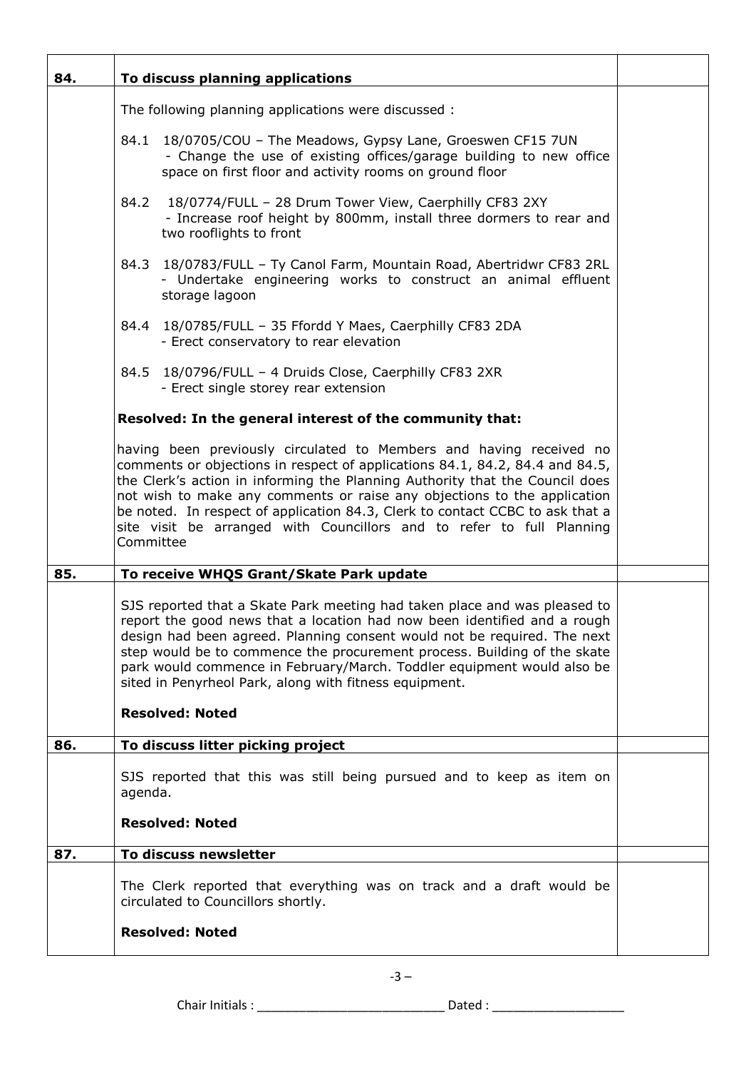| | | |
|---|---|---|
| **84.** | **To discuss planning applications** | |
| | The following planning applications were discussed :<br><br>84.1 18/0705/COU – The Meadows, Gypsy Lane, Groeswen CF15 7UN<br>- Change the use of existing offices/garage building to new office space on first floor and activity rooms on ground floor<br><br>84.2 18/0774/FULL – 28 Drum Tower View, Caerphilly CF83 2XY<br>- Increase roof height by 800mm, install three dormers to rear and two rooflights to front<br><br>84.3 18/0783/FULL – Ty Canol Farm, Mountain Road, Abertridwr CF83 2RL<br>- Undertake engineering works to construct an animal effluent storage lagoon<br><br>84.4 18/0785/FULL – 35 Ffordd Y Maes, Caerphilly CF83 2DA<br>- Erect conservatory to rear elevation<br><br>84.5 18/0796/FULL – 4 Druids Close, Caerphilly CF83 2XR<br>- Erect single storey rear extension<br><br>**Resolved: In the general interest of the community that:**<br><br>having been previously circulated to Members and having received no comments or objections in respect of applications 84.1, 84.2, 84.4 and 84.5, the Clerk's action in informing the Planning Authority that the Council does not wish to make any comments or raise any objections to the application be noted. In respect of application 84.3, Clerk to contact CCBC to ask that a site visit be arranged with Councillors and to refer to full Planning Committee | |
| **85.** | **To receive WHQS Grant/Skate Park update** | |
| | SJS reported that a Skate Park meeting had taken place and was pleased to report the good news that a location had now been identified and a rough design had been agreed. Planning consent would not be required. The next step would be to commence the procurement process. Building of the skate park would commence in February/March. Toddler equipment would also be sited in Penyrheol Park, along with fitness equipment.<br><br>**Resolved: Noted** | |
| **86.** | **To discuss litter picking project** | |
| | SJS reported that this was still being pursued and to keep as item on agenda.<br><br>**Resolved: Noted** | |
| **87.** | **To discuss newsletter** | |
| | The Clerk reported that everything was on track and a draft would be circulated to Councillors shortly.<br><br>**Resolved: Noted** | |

Chair Initials : ___________________________ Dated : ___________________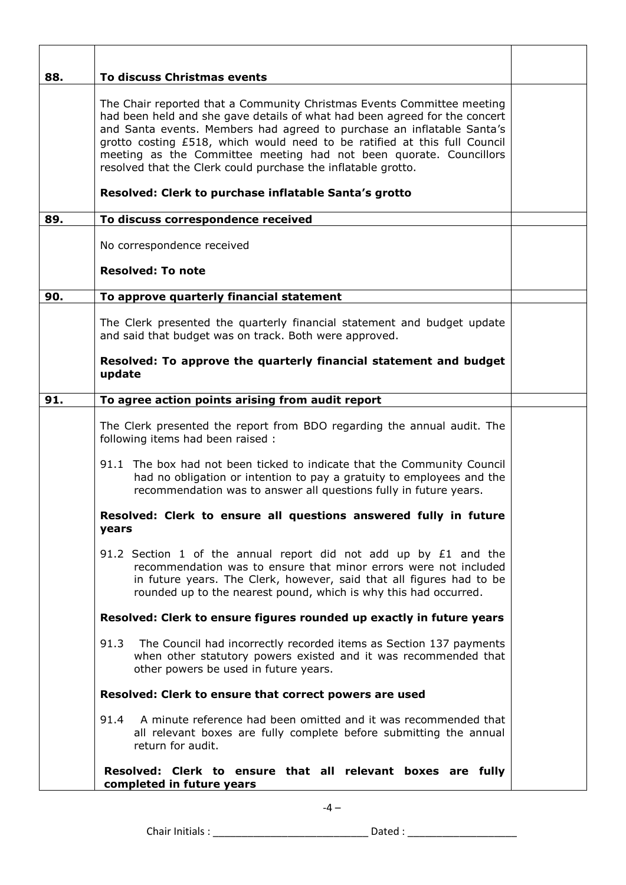| | | |
|---|---|---|
| **88.** | **To discuss Christmas events** | |
| | The Chair reported that a Community Christmas Events Committee meeting had been held and she gave details of what had been agreed for the concert and Santa events. Members had agreed to purchase an inflatable Santa's grotto costing £518, which would need to be ratified at this full Council meeting as the Committee meeting had not been quorate. Councillors resolved that the Clerk could purchase the inflatable grotto.<br><br>**Resolved: Clerk to purchase inflatable Santa's grotto** | |
| **89.** | **To discuss correspondence received** | |
| | No correspondence received<br><br>**Resolved: To note** | |
| **90.** | **To approve quarterly financial statement** | |
| | The Clerk presented the quarterly financial statement and budget update and said that budget was on track. Both were approved.<br><br>**Resolved: To approve the quarterly financial statement and budget update** | |
| **91.** | **To agree action points arising from audit report** | |
| | The Clerk presented the report from BDO regarding the annual audit. The following items had been raised :<br><br>91.1 The box had not been ticked to indicate that the Community Council had no obligation or intention to pay a gratuity to employees and the recommendation was to answer all questions fully in future years.<br><br>**Resolved: Clerk to ensure all questions answered fully in future years**<br><br>91.2 Section 1 of the annual report did not add up by £1 and the recommendation was to ensure that minor errors were not included in future years. The Clerk, however, said that all figures had to be rounded up to the nearest pound, which is why this had occurred.<br><br>**Resolved: Clerk to ensure figures rounded up exactly in future years**<br><br>91.3 The Council had incorrectly recorded items as Section 137 payments when other statutory powers existed and it was recommended that other powers be used in future years.<br><br>**Resolved: Clerk to ensure that correct powers are used**<br><br>91.4 A minute reference had been omitted and it was recommended that all relevant boxes are fully complete before submitting the annual return for audit.<br><br>**Resolved: Clerk to ensure that all relevant boxes are fully completed in future years** | |

Chair Initials : ________________________ Dated : ________________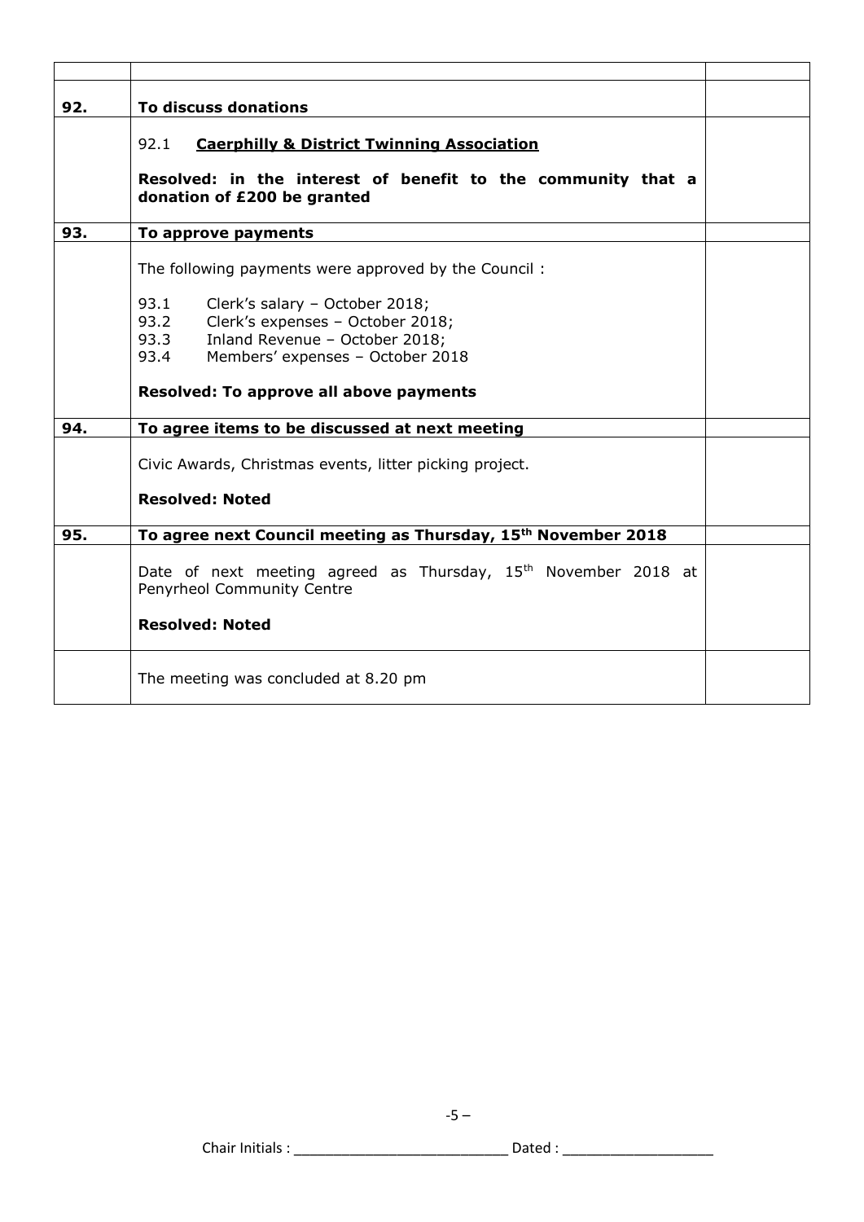| | | |
|---|---|---|
| | | |
| **92.** | **To discuss donations** | |
| | 92.1 **Caerphilly & District Twinning Association**<br><br>**Resolved: in the interest of benefit to the community that a donation of £200 be granted** | |
| **93.** | **To approve payments** | |
| | The following payments were approved by the Council :<br><br>93.1 Clerk's salary – October 2018;<br>93.2 Clerk's expenses – October 2018;<br>93.3 Inland Revenue – October 2018;<br>93.4 Members' expenses – October 2018<br><br>**Resolved: To approve all above payments** | |
| **94.** | **To agree items to be discussed at next meeting** | |
| | Civic Awards, Christmas events, litter picking project.<br><br>**Resolved: Noted** | |
| **95.** | **To agree next Council meeting as Thursday, 15th November 2018** | |
| | Date of next meeting agreed as Thursday, 15th November 2018 at Penyrheol Community Centre<br><br>**Resolved: Noted** | |
| | The meeting was concluded at 8.20 pm | |

Chair Initials : ___________________________ Dated : ___________________